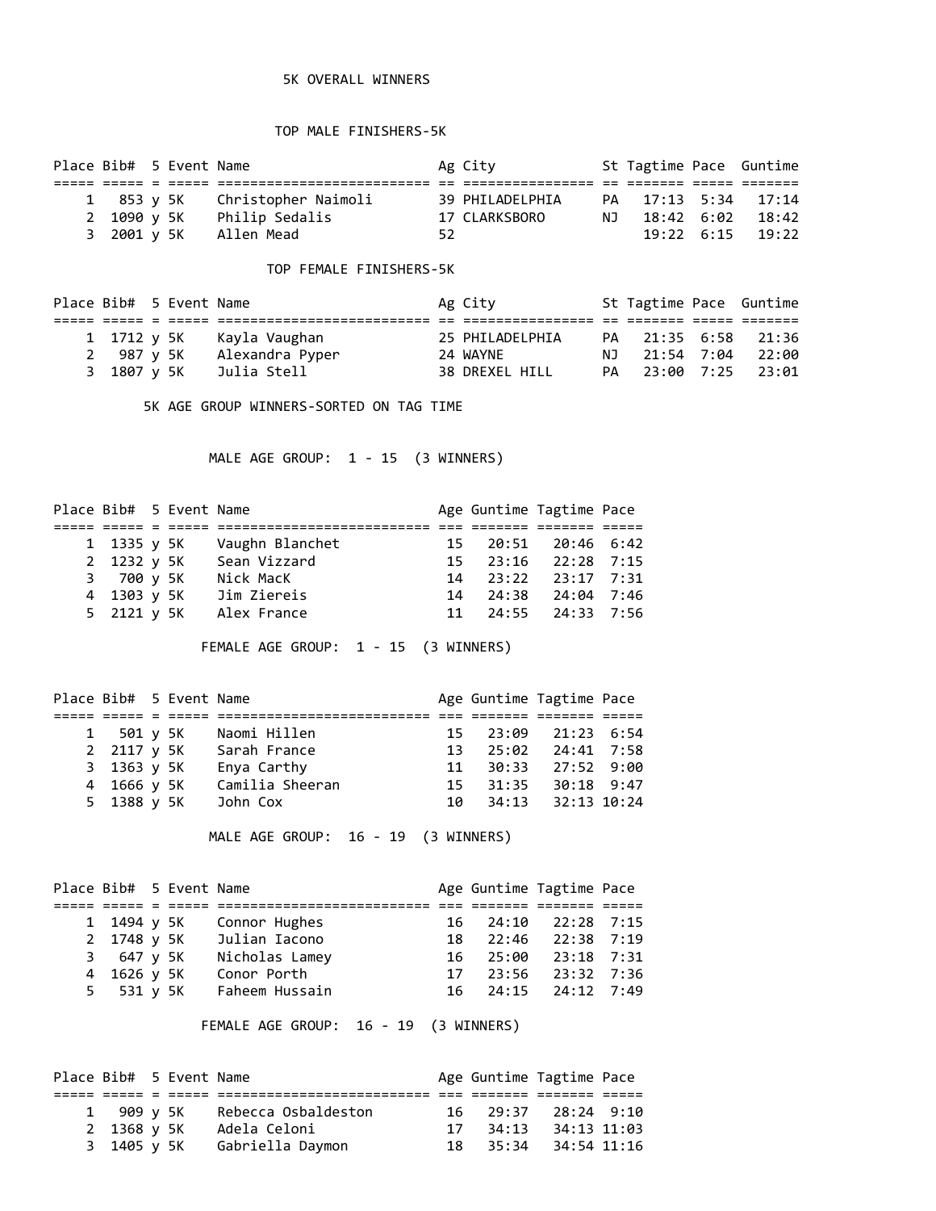# 5K OVERALL WINNERS

## TOP MALE FINISHERS-5K

| Place | Bib# | 5 | Event | Name | Ag | City | St | Tagtime | Pace | Guntime |
|---|---|---|---|---|---|---|---|---|---|---|
| 1 | 853 | y | 5K | Christopher Naimoli | 39 | PHILADELPHIA | PA | 17:13 | 5:34 | 17:14 |
| 2 | 1090 | y | 5K | Philip Sedalis | 17 | CLARKSBORO | NJ | 18:42 | 6:02 | 18:42 |
| 3 | 2001 | y | 5K | Allen Mead | 52 | | | 19:22 | 6:15 | 19:22 |

## TOP FEMALE FINISHERS-5K

| Place | Bib# | 5 | Event | Name | Ag | City | St | Tagtime | Pace | Guntime |
|---|---|---|---|---|---|---|---|---|---|---|
| 1 | 1712 | y | 5K | Kayla Vaughan | 25 | PHILADELPHIA | PA | 21:35 | 6:58 | 21:36 |
| 2 | 987 | y | 5K | Alexandra Pyper | 24 | WAYNE | NJ | 21:54 | 7:04 | 22:00 |
| 3 | 1807 | y | 5K | Julia Stell | 38 | DREXEL HILL | PA | 23:00 | 7:25 | 23:01 |

# 5K AGE GROUP WINNERS-SORTED ON TAG TIME

## MALE AGE GROUP: 1 - 15 (3 WINNERS)

| Place | Bib# | 5 | Event | Name | Age | Guntime | Tagtime | Pace |
|---|---|---|---|---|---|---|---|---|
| 1 | 1335 | y | 5K | Vaughn Blanchet | 15 | 20:51 | 20:46 | 6:42 |
| 2 | 1232 | y | 5K | Sean Vizzard | 15 | 23:16 | 22:28 | 7:15 |
| 3 | 700 | y | 5K | Nick MacK | 14 | 23:22 | 23:17 | 7:31 |
| 4 | 1303 | y | 5K | Jim Ziereis | 14 | 24:38 | 24:04 | 7:46 |
| 5 | 2121 | y | 5K | Alex France | 11 | 24:55 | 24:33 | 7:56 |

## FEMALE AGE GROUP: 1 - 15 (3 WINNERS)

| Place | Bib# | 5 | Event | Name | Age | Guntime | Tagtime | Pace |
|---|---|---|---|---|---|---|---|---|
| 1 | 501 | y | 5K | Naomi Hillen | 15 | 23:09 | 21:23 | 6:54 |
| 2 | 2117 | y | 5K | Sarah France | 13 | 25:02 | 24:41 | 7:58 |
| 3 | 1363 | y | 5K | Enya Carthy | 11 | 30:33 | 27:52 | 9:00 |
| 4 | 1666 | y | 5K | Camilia Sheeran | 15 | 31:35 | 30:18 | 9:47 |
| 5 | 1388 | y | 5K | John Cox | 10 | 34:13 | 32:13 | 10:24 |

## MALE AGE GROUP: 16 - 19 (3 WINNERS)

| Place | Bib# | 5 | Event | Name | Age | Guntime | Tagtime | Pace |
|---|---|---|---|---|---|---|---|---|
| 1 | 1494 | y | 5K | Connor Hughes | 16 | 24:10 | 22:28 | 7:15 |
| 2 | 1748 | y | 5K | Julian Iacono | 18 | 22:46 | 22:38 | 7:19 |
| 3 | 647 | y | 5K | Nicholas Lamey | 16 | 25:00 | 23:18 | 7:31 |
| 4 | 1626 | y | 5K | Conor Porth | 17 | 23:56 | 23:32 | 7:36 |
| 5 | 531 | y | 5K | Faheem Hussain | 16 | 24:15 | 24:12 | 7:49 |

## FEMALE AGE GROUP: 16 - 19 (3 WINNERS)

| Place | Bib# | 5 | Event | Name | Age | Guntime | Tagtime | Pace |
|---|---|---|---|---|---|---|---|---|
| 1 | 909 | y | 5K | Rebecca Osbaldeston | 16 | 29:37 | 28:24 | 9:10 |
| 2 | 1368 | y | 5K | Adela Celoni | 17 | 34:13 | 34:13 | 11:03 |
| 3 | 1405 | y | 5K | Gabriella Daymon | 18 | 35:34 | 34:54 | 11:16 |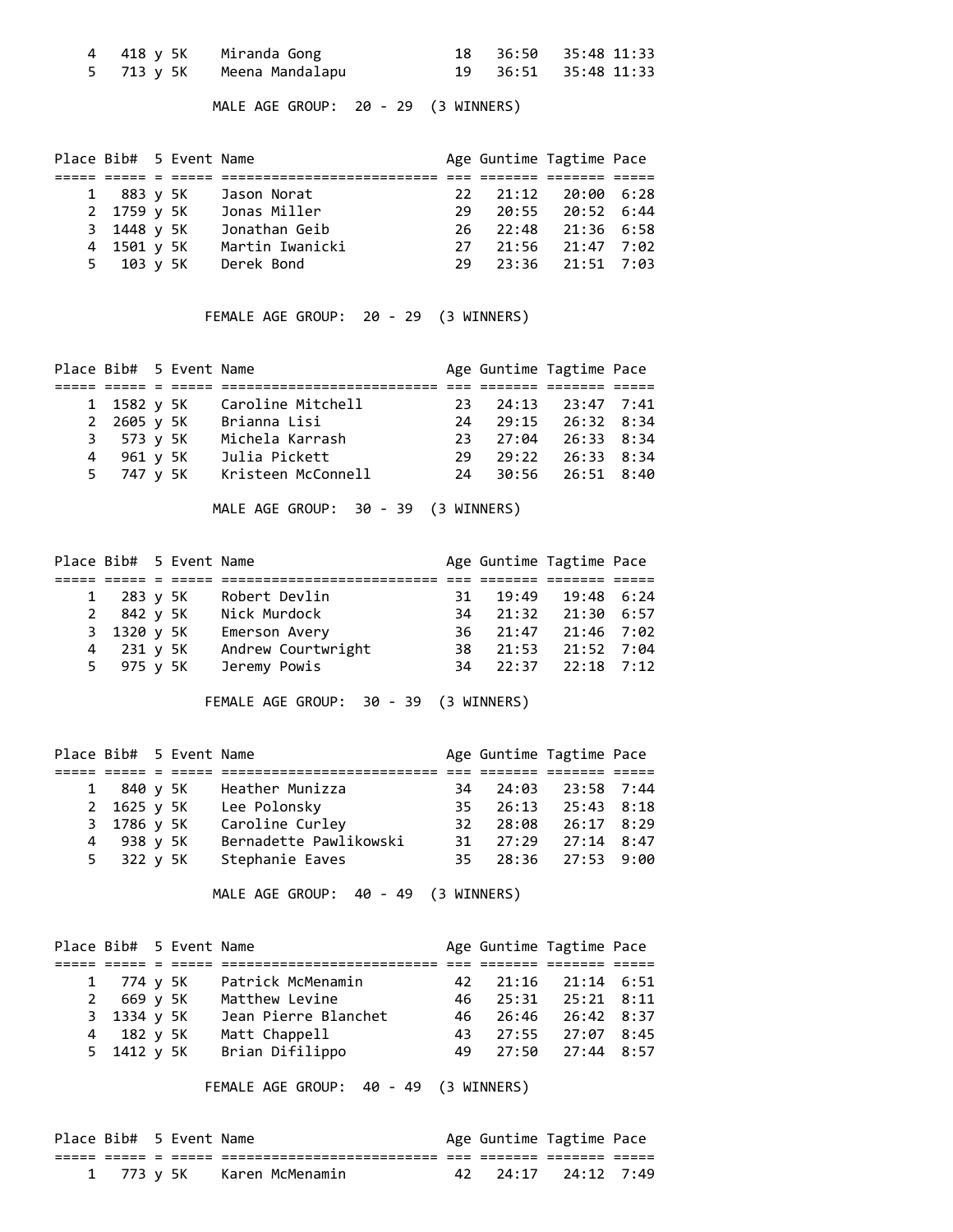| Place | Bib# | 5 | Event | Name | Age | Guntime | Tagtime | Pace |
|---|---|---|---|---|---|---|---|---|
| 4 | 418 | y | 5K | Miranda Gong | 18 | 36:50 | 35:48 | 11:33 |
| 5 | 713 | y | 5K | Meena Mandalapu | 19 | 36:51 | 35:48 | 11:33 |

MALE AGE GROUP: 20 - 29 (3 WINNERS)

| Place | Bib# | 5 | Event | Name | Age | Guntime | Tagtime | Pace |
|---|---|---|---|---|---|---|---|---|
| 1 | 883 | y | 5K | Jason Norat | 22 | 21:12 | 20:00 | 6:28 |
| 2 | 1759 | y | 5K | Jonas Miller | 29 | 20:55 | 20:52 | 6:44 |
| 3 | 1448 | y | 5K | Jonathan Geib | 26 | 22:48 | 21:36 | 6:58 |
| 4 | 1501 | y | 5K | Martin Iwanicki | 27 | 21:56 | 21:47 | 7:02 |
| 5 | 103 | y | 5K | Derek Bond | 29 | 23:36 | 21:51 | 7:03 |

FEMALE AGE GROUP: 20 - 29 (3 WINNERS)

| Place | Bib# | 5 | Event | Name | Age | Guntime | Tagtime | Pace |
|---|---|---|---|---|---|---|---|---|
| 1 | 1582 | y | 5K | Caroline Mitchell | 23 | 24:13 | 23:47 | 7:41 |
| 2 | 2605 | y | 5K | Brianna Lisi | 24 | 29:15 | 26:32 | 8:34 |
| 3 | 573 | y | 5K | Michela Karrash | 23 | 27:04 | 26:33 | 8:34 |
| 4 | 961 | y | 5K | Julia Pickett | 29 | 29:22 | 26:33 | 8:34 |
| 5 | 747 | y | 5K | Kristeen McConnell | 24 | 30:56 | 26:51 | 8:40 |

MALE AGE GROUP: 30 - 39 (3 WINNERS)

| Place | Bib# | 5 | Event | Name | Age | Guntime | Tagtime | Pace |
|---|---|---|---|---|---|---|---|---|
| 1 | 283 | y | 5K | Robert Devlin | 31 | 19:49 | 19:48 | 6:24 |
| 2 | 842 | y | 5K | Nick Murdock | 34 | 21:32 | 21:30 | 6:57 |
| 3 | 1320 | y | 5K | Emerson Avery | 36 | 21:47 | 21:46 | 7:02 |
| 4 | 231 | y | 5K | Andrew Courtwright | 38 | 21:53 | 21:52 | 7:04 |
| 5 | 975 | y | 5K | Jeremy Powis | 34 | 22:37 | 22:18 | 7:12 |

FEMALE AGE GROUP: 30 - 39 (3 WINNERS)

| Place | Bib# | 5 | Event | Name | Age | Guntime | Tagtime | Pace |
|---|---|---|---|---|---|---|---|---|
| 1 | 840 | y | 5K | Heather Munizza | 34 | 24:03 | 23:58 | 7:44 |
| 2 | 1625 | y | 5K | Lee Polonsky | 35 | 26:13 | 25:43 | 8:18 |
| 3 | 1786 | y | 5K | Caroline Curley | 32 | 28:08 | 26:17 | 8:29 |
| 4 | 938 | y | 5K | Bernadette Pawlikowski | 31 | 27:29 | 27:14 | 8:47 |
| 5 | 322 | y | 5K | Stephanie Eaves | 35 | 28:36 | 27:53 | 9:00 |

MALE AGE GROUP: 40 - 49 (3 WINNERS)

| Place | Bib# | 5 | Event | Name | Age | Guntime | Tagtime | Pace |
|---|---|---|---|---|---|---|---|---|
| 1 | 774 | y | 5K | Patrick McMenamin | 42 | 21:16 | 21:14 | 6:51 |
| 2 | 669 | y | 5K | Matthew Levine | 46 | 25:31 | 25:21 | 8:11 |
| 3 | 1334 | y | 5K | Jean Pierre Blanchet | 46 | 26:46 | 26:42 | 8:37 |
| 4 | 182 | y | 5K | Matt Chappell | 43 | 27:55 | 27:07 | 8:45 |
| 5 | 1412 | y | 5K | Brian Difilippo | 49 | 27:50 | 27:44 | 8:57 |

FEMALE AGE GROUP: 40 - 49 (3 WINNERS)

| Place | Bib# | 5 | Event | Name | Age | Guntime | Tagtime | Pace |
|---|---|---|---|---|---|---|---|---|
| 1 | 773 | y | 5K | Karen McMenamin | 42 | 24:17 | 24:12 | 7:49 |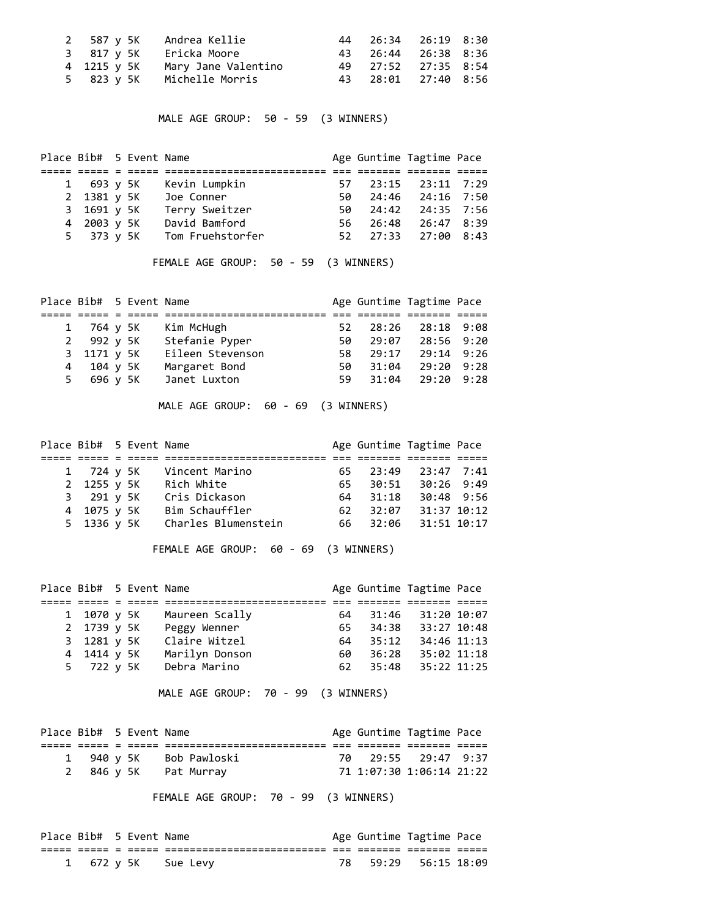| Place | Bib# | 5 | Event | Name | Age | Guntime | Tagtime | Pace |
|---|---|---|---|---|---|---|---|---|
| 2 | 587 | y | 5K | Andrea Kellie | 44 | 26:34 | 26:19 | 8:30 |
| 3 | 817 | y | 5K | Ericka Moore | 43 | 26:44 | 26:38 | 8:36 |
| 4 | 1215 | y | 5K | Mary Jane Valentino | 49 | 27:52 | 27:35 | 8:54 |
| 5 | 823 | y | 5K | Michelle Morris | 43 | 28:01 | 27:40 | 8:56 |

MALE AGE GROUP: 50 - 59 (3 WINNERS)

| Place | Bib# | 5 | Event | Name | Age | Guntime | Tagtime | Pace |
|---|---|---|---|---|---|---|---|---|
| 1 | 693 | y | 5K | Kevin Lumpkin | 57 | 23:15 | 23:11 | 7:29 |
| 2 | 1381 | y | 5K | Joe Conner | 50 | 24:46 | 24:16 | 7:50 |
| 3 | 1691 | y | 5K | Terry Sweitzer | 50 | 24:42 | 24:35 | 7:56 |
| 4 | 2003 | y | 5K | David Bamford | 56 | 26:48 | 26:47 | 8:39 |
| 5 | 373 | y | 5K | Tom Fruehstorfer | 52 | 27:33 | 27:00 | 8:43 |

FEMALE AGE GROUP: 50 - 59 (3 WINNERS)

| Place | Bib# | 5 | Event | Name | Age | Guntime | Tagtime | Pace |
|---|---|---|---|---|---|---|---|---|
| 1 | 764 | y | 5K | Kim McHugh | 52 | 28:26 | 28:18 | 9:08 |
| 2 | 992 | y | 5K | Stefanie Pyper | 50 | 29:07 | 28:56 | 9:20 |
| 3 | 1171 | y | 5K | Eileen Stevenson | 58 | 29:17 | 29:14 | 9:26 |
| 4 | 104 | y | 5K | Margaret Bond | 50 | 31:04 | 29:20 | 9:28 |
| 5 | 696 | y | 5K | Janet Luxton | 59 | 31:04 | 29:20 | 9:28 |

MALE AGE GROUP: 60 - 69 (3 WINNERS)

| Place | Bib# | 5 | Event | Name | Age | Guntime | Tagtime | Pace |
|---|---|---|---|---|---|---|---|---|
| 1 | 724 | y | 5K | Vincent Marino | 65 | 23:49 | 23:47 | 7:41 |
| 2 | 1255 | y | 5K | Rich White | 65 | 30:51 | 30:26 | 9:49 |
| 3 | 291 | y | 5K | Cris Dickason | 64 | 31:18 | 30:48 | 9:56 |
| 4 | 1075 | y | 5K | Bim Schauffler | 62 | 32:07 | 31:37 | 10:12 |
| 5 | 1336 | y | 5K | Charles Blumenstein | 66 | 32:06 | 31:51 | 10:17 |

FEMALE AGE GROUP: 60 - 69 (3 WINNERS)

| Place | Bib# | 5 | Event | Name | Age | Guntime | Tagtime | Pace |
|---|---|---|---|---|---|---|---|---|
| 1 | 1070 | y | 5K | Maureen Scally | 64 | 31:46 | 31:20 | 10:07 |
| 2 | 1739 | y | 5K | Peggy Wenner | 65 | 34:38 | 33:27 | 10:48 |
| 3 | 1281 | y | 5K | Claire Witzel | 64 | 35:12 | 34:46 | 11:13 |
| 4 | 1414 | y | 5K | Marilyn Donson | 60 | 36:28 | 35:02 | 11:18 |
| 5 | 722 | y | 5K | Debra Marino | 62 | 35:48 | 35:22 | 11:25 |

MALE AGE GROUP: 70 - 99 (3 WINNERS)

| Place | Bib# | 5 | Event | Name | Age | Guntime | Tagtime | Pace |
|---|---|---|---|---|---|---|---|---|
| 1 | 940 | y | 5K | Bob Pawloski | 70 | 29:55 | 29:47 | 9:37 |
| 2 | 846 | y | 5K | Pat Murray | 71 | 1:07:30 | 1:06:14 | 21:22 |

FEMALE AGE GROUP: 70 - 99 (3 WINNERS)

| Place | Bib# | 5 | Event | Name | Age | Guntime | Tagtime | Pace |
|---|---|---|---|---|---|---|---|---|
| 1 | 672 | y | 5K | Sue Levy | 78 | 59:29 | 56:15 | 18:09 |